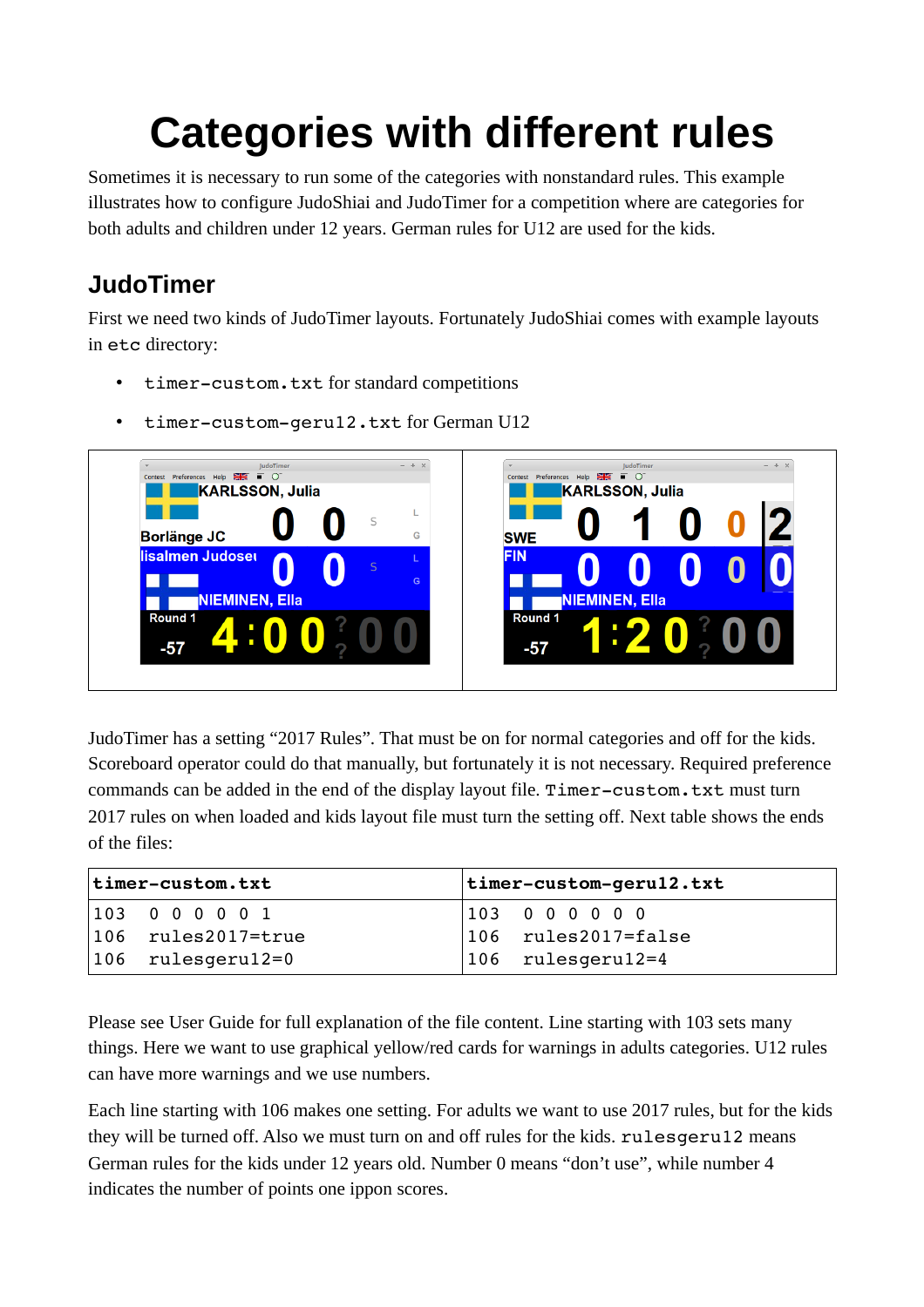# Categories with different rules

Sometimes it is necessary to run some of the categories with nonstandard rules. This example illustrates how to configure JudoShiai and JudoTimer for a competition where are categories for both adults and children under 12 years. German rules for U12 are used for the kids.

## JudoTimer

First we need two kinds of JudoTimer layouts. Fortunately JudoShiai comes with example layouts in `etc` directory:

- `timer-custom.txt` for standard competitions
- `timer-custom-geru12.txt` for German U12

JudoTimer has a setting "2017 Rules". That must be on for normal categories and off for the kids. Scoreboard operator could do that manually, but fortunately it is not necessary. Required preference commands can be added in the end of the display layout file. `Timer-custom.txt` must turn 2017 rules on when loaded and kids layout file must turn the setting off. Next table shows the ends of the files:

| `timer-custom.txt` | `timer-custom-geru12.txt` |
|---|---|
| `103 0 0 0 0 0 1`<br>`106 rules2017=true`<br>`106 rulesgeru12=0` | `103 0 0 0 0 0 0`<br>`106 rules2017=false`<br>`106 rulesgeru12=4` |

Please see User Guide for full explanation of the file content. Line starting with 103 sets many things. Here we want to use graphical yellow/red cards for warnings in adults categories. U12 rules can have more warnings and we use numbers.

Each line starting with 106 makes one setting. For adults we want to use 2017 rules, but for the kids they will be turned off. Also we must turn on and off rules for the kids. `rulesgeru12` means German rules for the kids under 12 years old. Number 0 means "don't use", while number 4 indicates the number of points one ippon scores.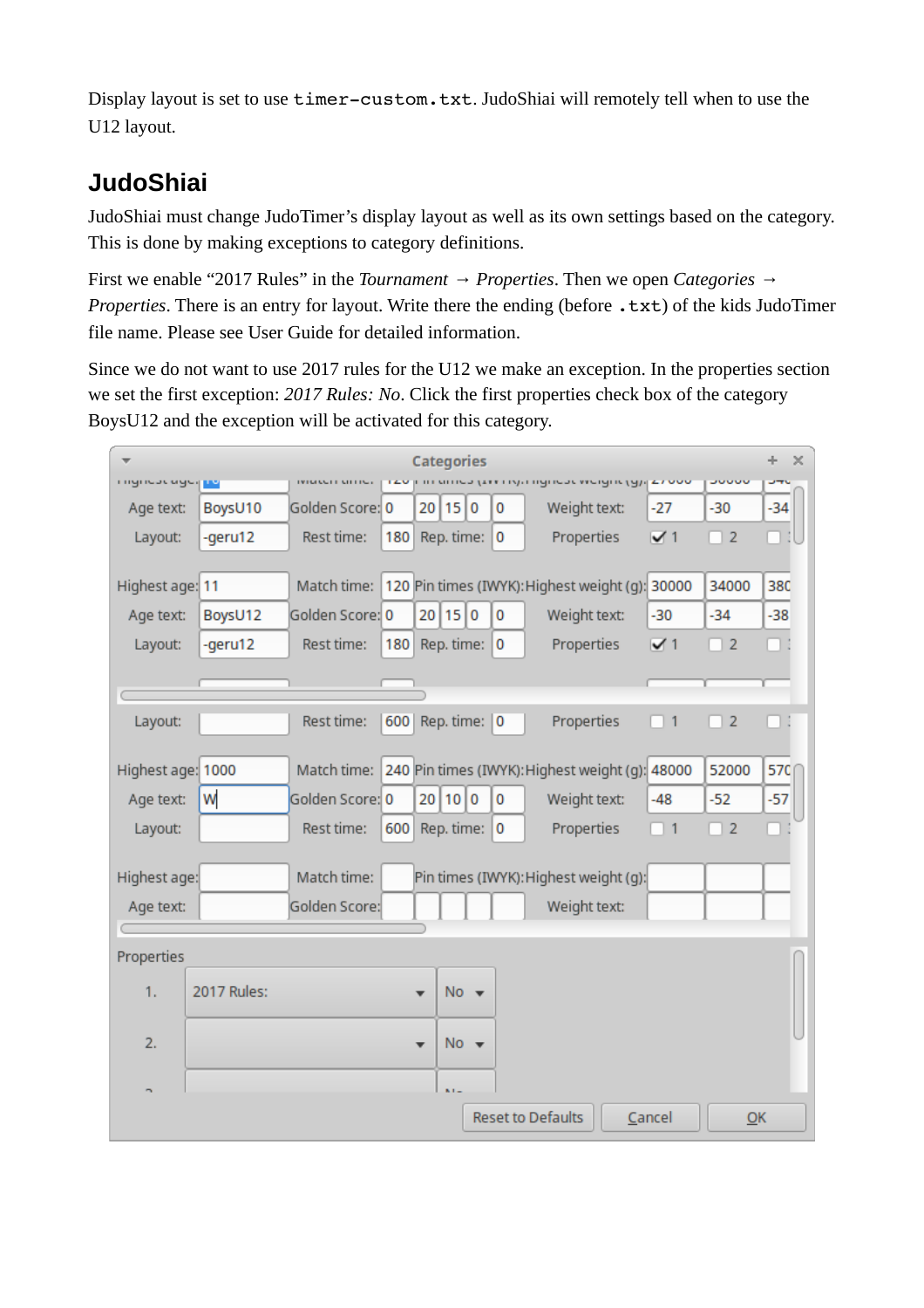Display layout is set to use `timer-custom.txt`. JudoShiai will remotely tell when to use the U12 layout.

## JudoShiai

JudoShiai must change JudoTimer's display layout as well as its own settings based on the category. This is done by making exceptions to category definitions.

First we enable "2017 Rules" in the *Tournament → Properties*. Then we open *Categories → Properties*. There is an entry for layout. Write there the ending (before `.txt`) of the kids JudoTimer file name. Please see User Guide for detailed information.

Since we do not want to use 2017 rules for the U12 we make an exception. In the properties section we set the first exception: *2017 Rules: No*. Click the first properties check box of the category BoysU12 and the exception will be activated for this category.